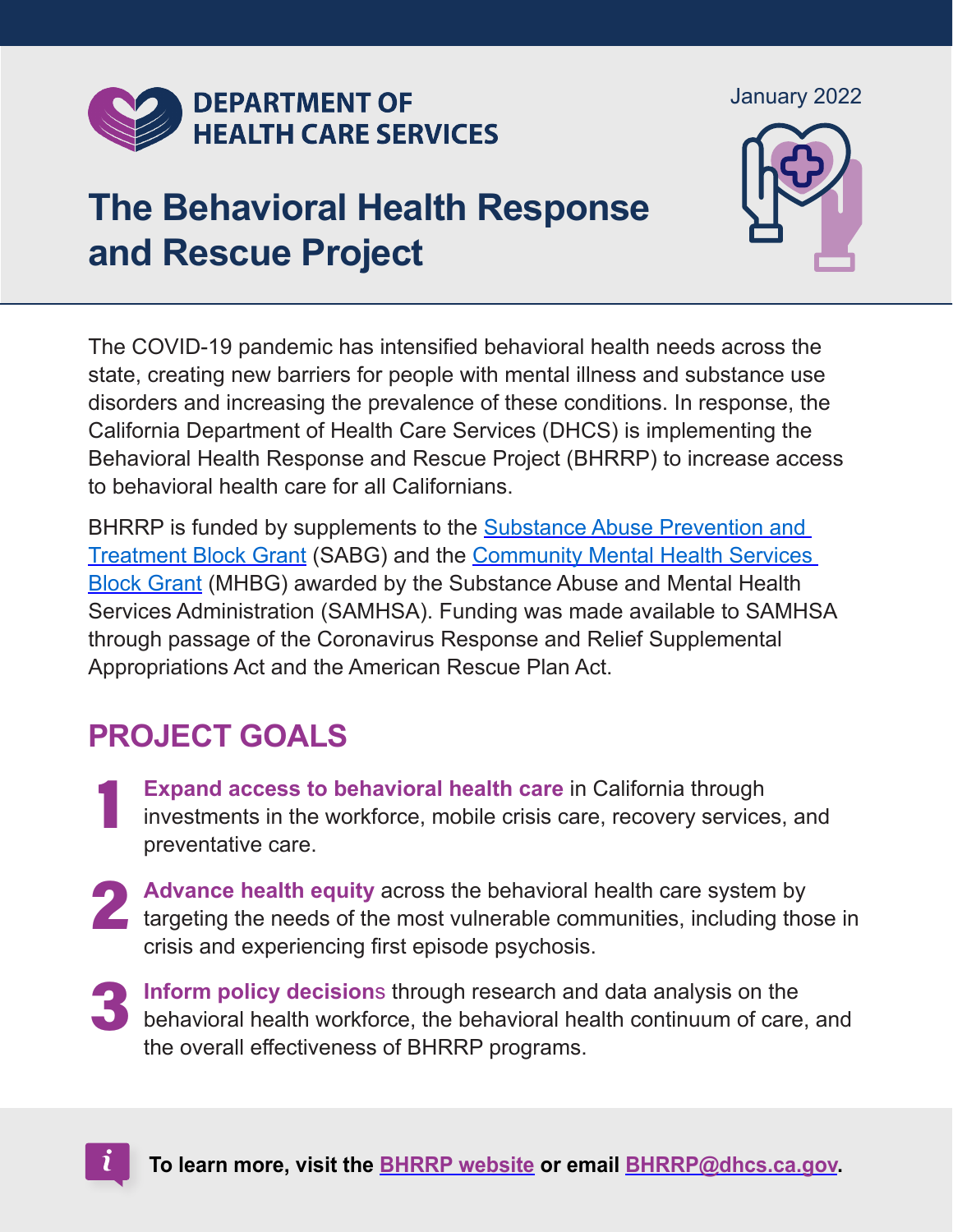DEPARTMENT OF HEALTH CARE SERVICES

January 2022

# The Behavioral Health Response and Rescue Project

The COVID-19 pandemic has intensified behavioral health needs across the state, creating new barriers for people with mental illness and substance use disorders and increasing the prevalence of these conditions. In response, the California Department of Health Care Services (DHCS) is implementing the Behavioral Health Response and Rescue Project (BHRRP) to increase access to behavioral health care for all Californians.

BHRRP is funded by supplements to the Substance Abuse Prevention and Treatment Block Grant (SABG) and the Community Mental Health Services Block Grant (MHBG) awarded by the Substance Abuse and Mental Health Services Administration (SAMHSA). Funding was made available to SAMHSA through passage of the Coronavirus Response and Relief Supplemental Appropriations Act and the American Rescue Plan Act.

## PROJECT GOALS

1. **Expand access to behavioral health care** in California through investments in the workforce, mobile crisis care, recovery services, and preventative care.
2. **Advance health equity** across the behavioral health care system by targeting the needs of the most vulnerable communities, including those in crisis and experiencing first episode psychosis.
3. **Inform policy decisions** through research and data analysis on the behavioral health workforce, the behavioral health continuum of care, and the overall effectiveness of BHRRP programs.

**To learn more, visit the BHRRP website or email BHRRP@dhcs.ca.gov.**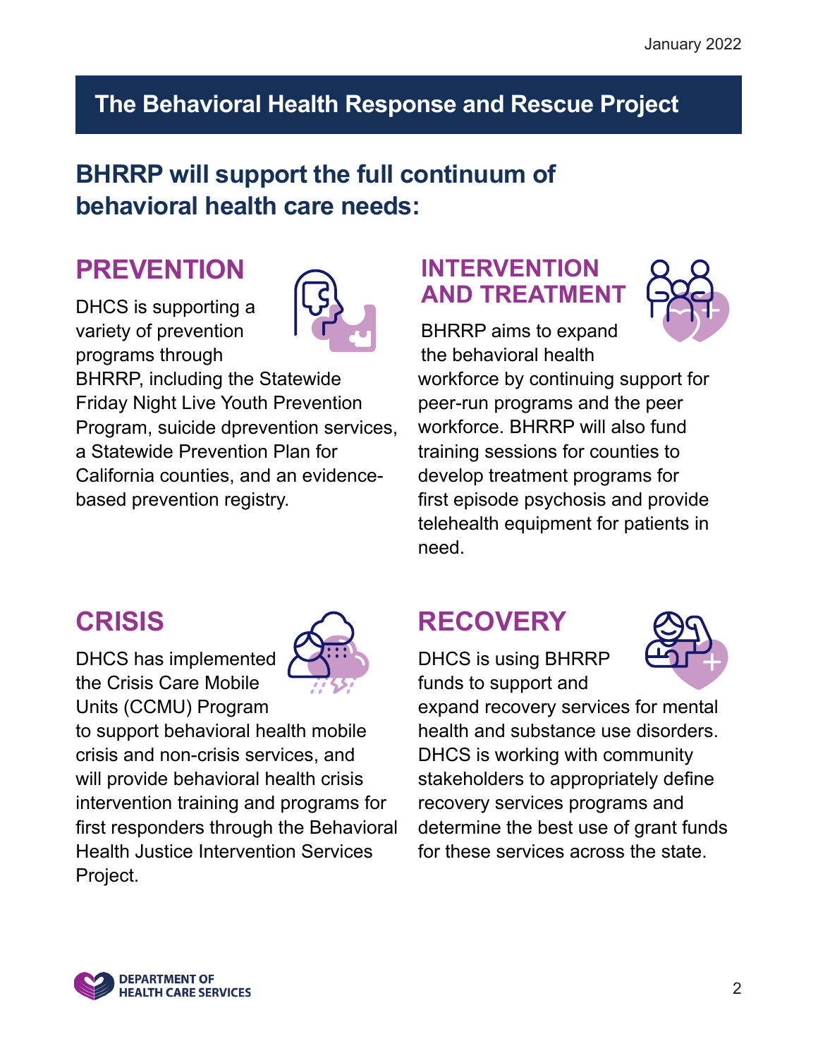## The Behavioral Health Response and Rescue Project

### BHRRP will support the full continuum of behavioral health care needs:

### PREVENTION

DHCS is supporting a variety of prevention programs through BHRRP, including the Statewide Friday Night Live Youth Prevention Program, suicide dprevention services, a Statewide Prevention Plan for California counties, and an evidence-based prevention registry.

### INTERVENTION AND TREATMENT

BHRRP aims to expand the behavioral health workforce by continuing support for peer-run programs and the peer workforce. BHRRP will also fund training sessions for counties to develop treatment programs for first episode psychosis and provide telehealth equipment for patients in need.

### CRISIS

DHCS has implemented the Crisis Care Mobile Units (CCMU) Program to support behavioral health mobile crisis and non-crisis services, and will provide behavioral health crisis intervention training and programs for first responders through the Behavioral Health Justice Intervention Services Project.

### RECOVERY

DHCS is using BHRRP funds to support and expand recovery services for mental health and substance use disorders. DHCS is working with community stakeholders to appropriately define recovery services programs and determine the best use of grant funds for these services across the state.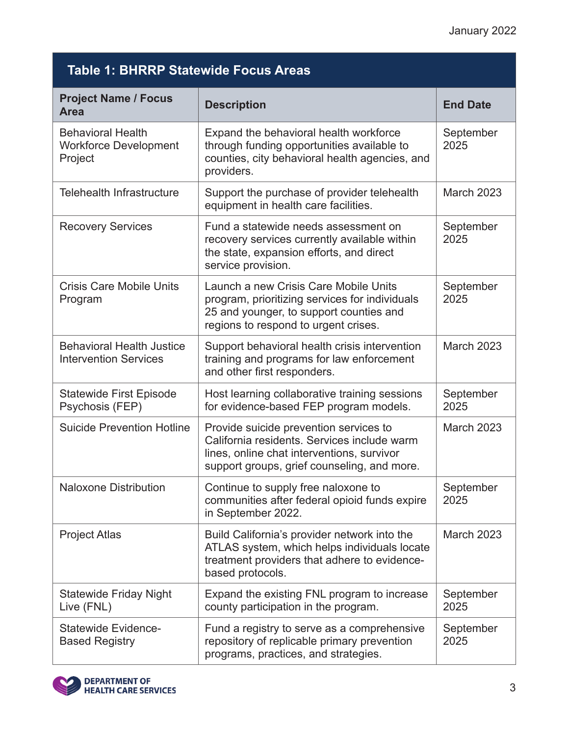| Table 1: BHRRP Statewide Focus Areas | | |
|---|---|---|
| **Project Name / Focus Area** | **Description** | **End Date** |
| Behavioral Health Workforce Development Project | Expand the behavioral health workforce through funding opportunities available to counties, city behavioral health agencies, and providers. | September 2025 |
| Telehealth Infrastructure | Support the purchase of provider telehealth equipment in health care facilities. | March 2023 |
| Recovery Services | Fund a statewide needs assessment on recovery services currently available within the state, expansion efforts, and direct service provision. | September 2025 |
| Crisis Care Mobile Units Program | Launch a new Crisis Care Mobile Units program, prioritizing services for individuals 25 and younger, to support counties and regions to respond to urgent crises. | September 2025 |
| Behavioral Health Justice Intervention Services | Support behavioral health crisis intervention training and programs for law enforcement and other first responders. | March 2023 |
| Statewide First Episode Psychosis (FEP) | Host learning collaborative training sessions for evidence-based FEP program models. | September 2025 |
| Suicide Prevention Hotline | Provide suicide prevention services to California residents. Services include warm lines, online chat interventions, survivor support groups, grief counseling, and more. | March 2023 |
| Naloxone Distribution | Continue to supply free naloxone to communities after federal opioid funds expire in September 2022. | September 2025 |
| Project Atlas | Build California's provider network into the ATLAS system, which helps individuals locate treatment providers that adhere to evidence-based protocols. | March 2023 |
| Statewide Friday Night Live (FNL) | Expand the existing FNL program to increase county participation in the program. | September 2025 |
| Statewide Evidence-Based Registry | Fund a registry to serve as a comprehensive repository of replicable primary prevention programs, practices, and strategies. | September 2025 |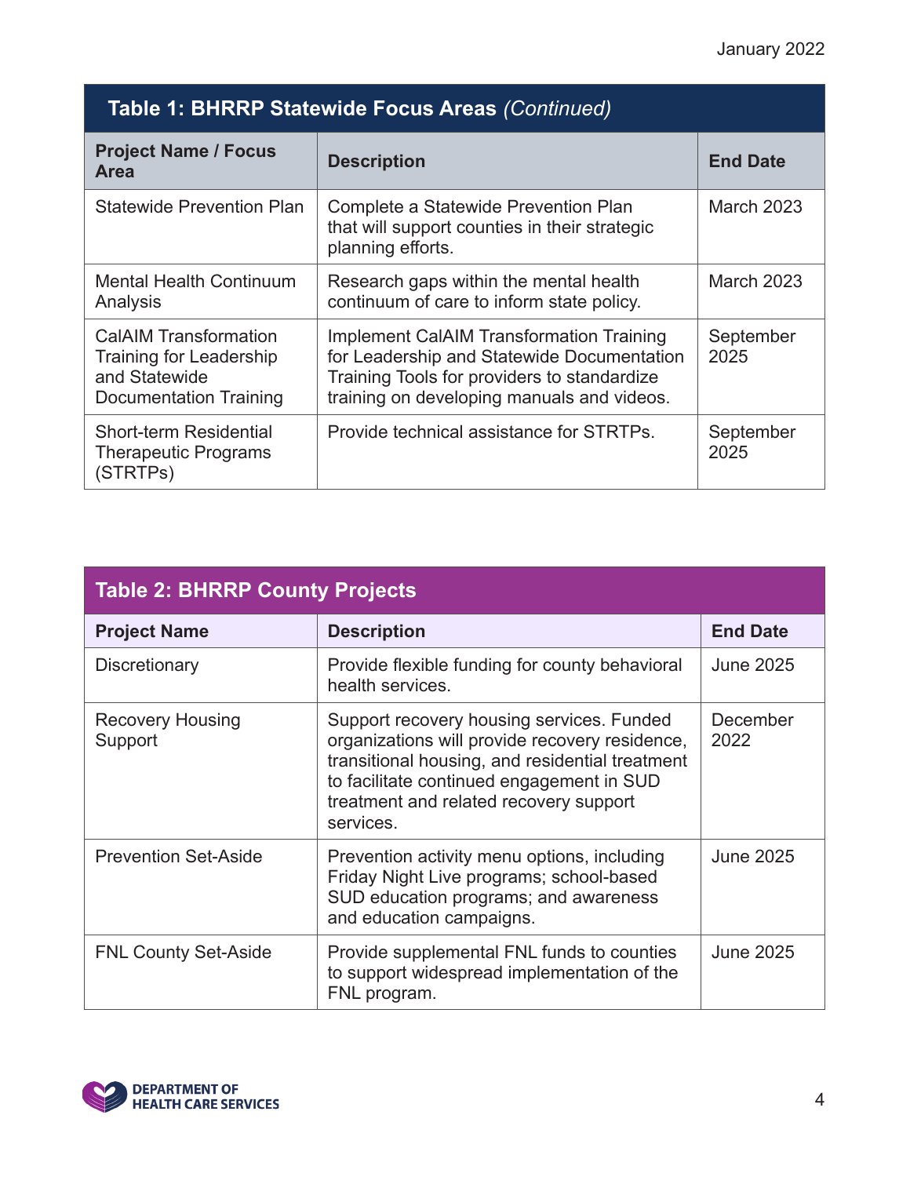## Table 1: BHRRP Statewide Focus Areas *(Continued)*

| Project Name / Focus Area | Description | End Date |
|---|---|---|
| Statewide Prevention Plan | Complete a Statewide Prevention Plan that will support counties in their strategic planning efforts. | March 2023 |
| Mental Health Continuum Analysis | Research gaps within the mental health continuum of care to inform state policy. | March 2023 |
| CalAIM Transformation Training for Leadership and Statewide Documentation Training | Implement CalAIM Transformation Training for Leadership and Statewide Documentation Training Tools for providers to standardize training on developing manuals and videos. | September 2025 |
| Short-term Residential Therapeutic Programs (STRTPs) | Provide technical assistance for STRTPs. | September 2025 |

## Table 2: BHRRP County Projects

| Project Name | Description | End Date |
|---|---|---|
| Discretionary | Provide flexible funding for county behavioral health services. | June 2025 |
| Recovery Housing Support | Support recovery housing services. Funded organizations will provide recovery residence, transitional housing, and residential treatment to facilitate continued engagement in SUD treatment and related recovery support services. | December 2022 |
| Prevention Set-Aside | Prevention activity menu options, including Friday Night Live programs; school-based SUD education programs; and awareness and education campaigns. | June 2025 |
| FNL County Set-Aside | Provide supplemental FNL funds to counties to support widespread implementation of the FNL program. | June 2025 |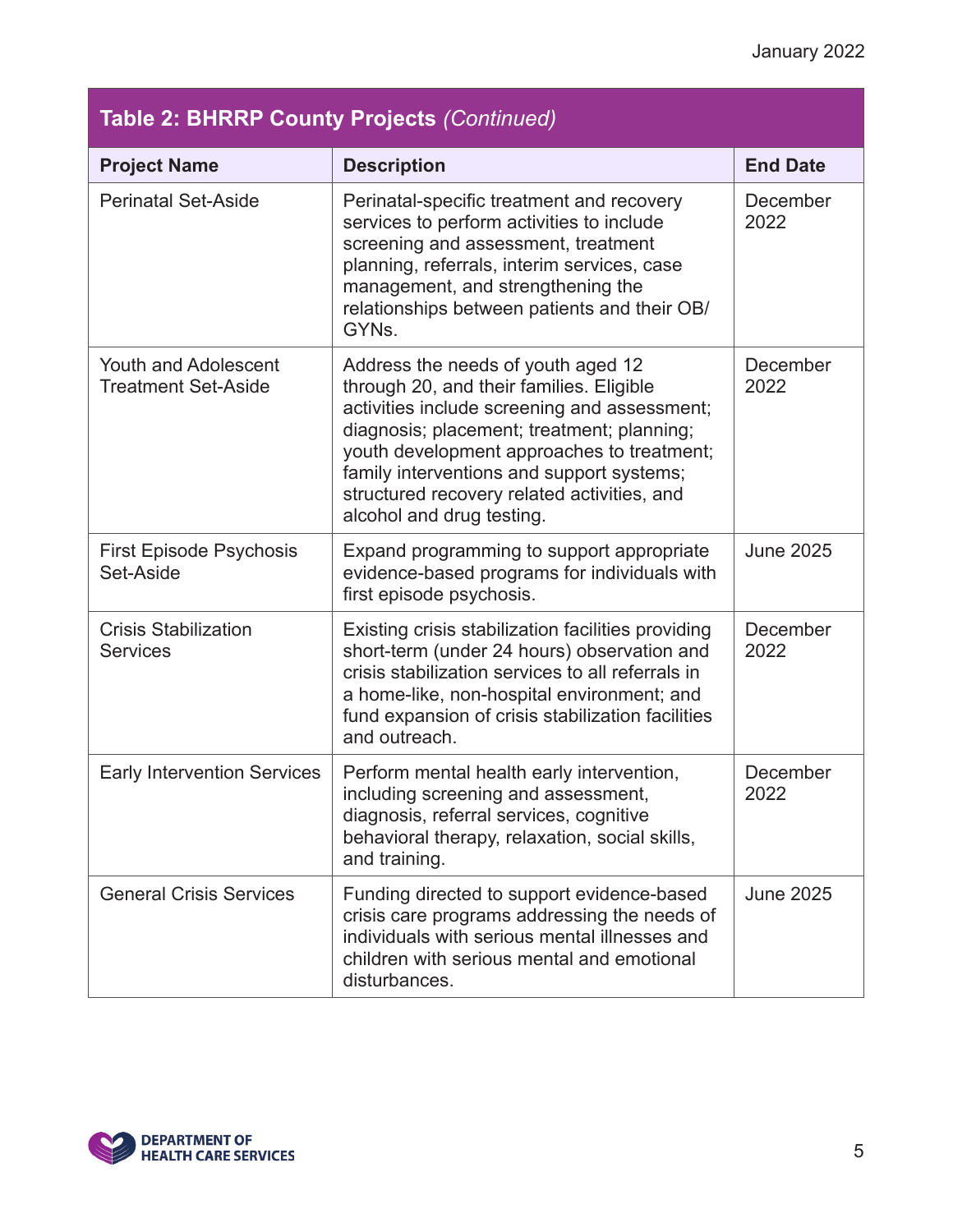**Table 2: BHRRP County Projects** *(Continued)*

| Project Name | Description | End Date |
|---|---|---|
| Perinatal Set-Aside | Perinatal-specific treatment and recovery services to perform activities to include screening and assessment, treatment planning, referrals, interim services, case management, and strengthening the relationships between patients and their OB/GYNs. | December 2022 |
| Youth and Adolescent Treatment Set-Aside | Address the needs of youth aged 12 through 20, and their families. Eligible activities include screening and assessment; diagnosis; placement; treatment; planning; youth development approaches to treatment; family interventions and support systems; structured recovery related activities, and alcohol and drug testing. | December 2022 |
| First Episode Psychosis Set-Aside | Expand programming to support appropriate evidence-based programs for individuals with first episode psychosis. | June 2025 |
| Crisis Stabilization Services | Existing crisis stabilization facilities providing short-term (under 24 hours) observation and crisis stabilization services to all referrals in a home-like, non-hospital environment; and fund expansion of crisis stabilization facilities and outreach. | December 2022 |
| Early Intervention Services | Perform mental health early intervention, including screening and assessment, diagnosis, referral services, cognitive behavioral therapy, relaxation, social skills, and training. | December 2022 |
| General Crisis Services | Funding directed to support evidence-based crisis care programs addressing the needs of individuals with serious mental illnesses and children with serious mental and emotional disturbances. | June 2025 |